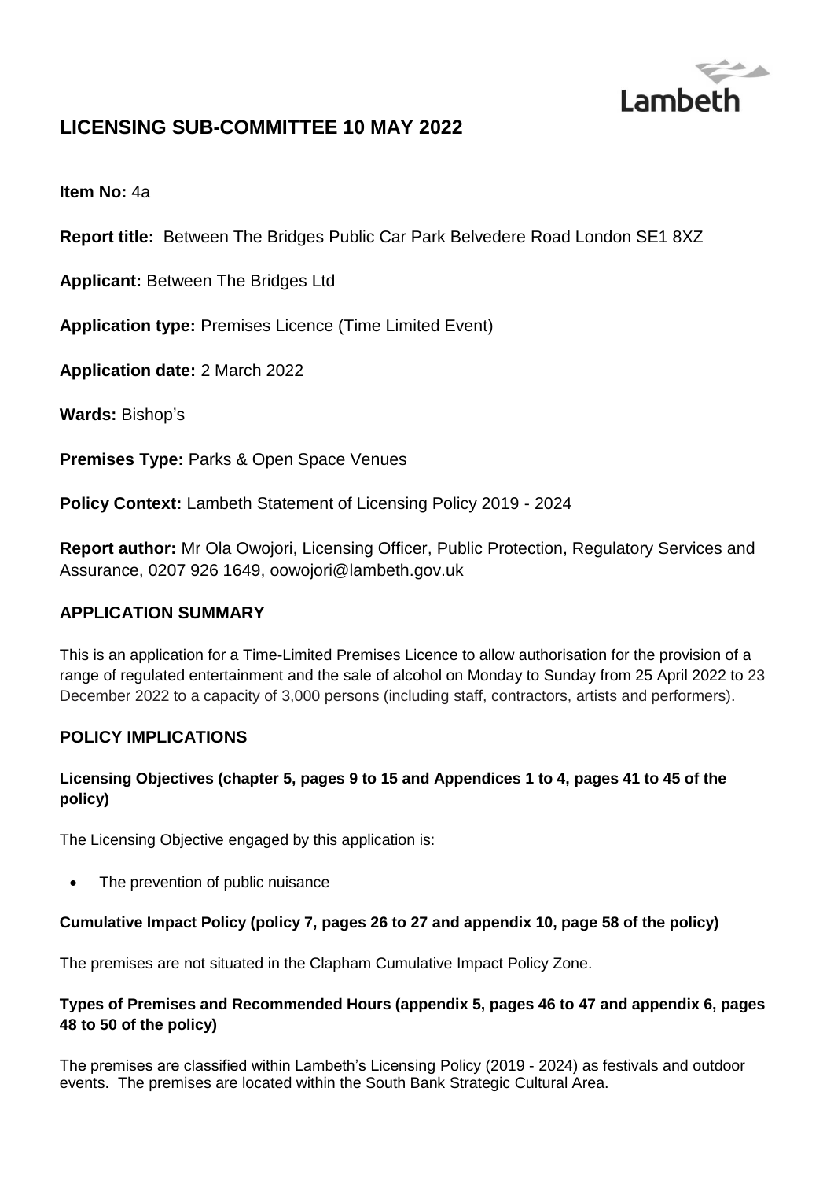# LICENSING SUB-COMMITTEE 10 MAY 2022

**Item No:** 4a

**Report title:** Between The Bridges Public Car Park Belvedere Road London SE1 8XZ

**Applicant:** Between The Bridges Ltd

**Application type:** Premises Licence (Time Limited Event)

**Application date:** 2 March 2022

**Wards:** Bishop's

**Premises Type:** Parks & Open Space Venues

**Policy Context:** Lambeth Statement of Licensing Policy 2019 - 2024

**Report author:** Mr Ola Owojori, Licensing Officer, Public Protection, Regulatory Services and Assurance, 0207 926 1649, oowojori@lambeth.gov.uk

## APPLICATION SUMMARY

This is an application for a Time-Limited Premises Licence to allow authorisation for the provision of a range of regulated entertainment and the sale of alcohol on Monday to Sunday from 25 April 2022 to 23 December 2022 to a capacity of 3,000 persons (including staff, contractors, artists and performers).

## POLICY IMPLICATIONS

### Licensing Objectives (chapter 5, pages 9 to 15 and Appendices 1 to 4, pages 41 to 45 of the policy)

The Licensing Objective engaged by this application is:

- The prevention of public nuisance

### Cumulative Impact Policy (policy 7, pages 26 to 27 and appendix 10, page 58 of the policy)

The premises are not situated in the Clapham Cumulative Impact Policy Zone.

### Types of Premises and Recommended Hours (appendix 5, pages 46 to 47 and appendix 6, pages 48 to 50 of the policy)

The premises are classified within Lambeth's Licensing Policy (2019 - 2024) as festivals and outdoor events. The premises are located within the South Bank Strategic Cultural Area.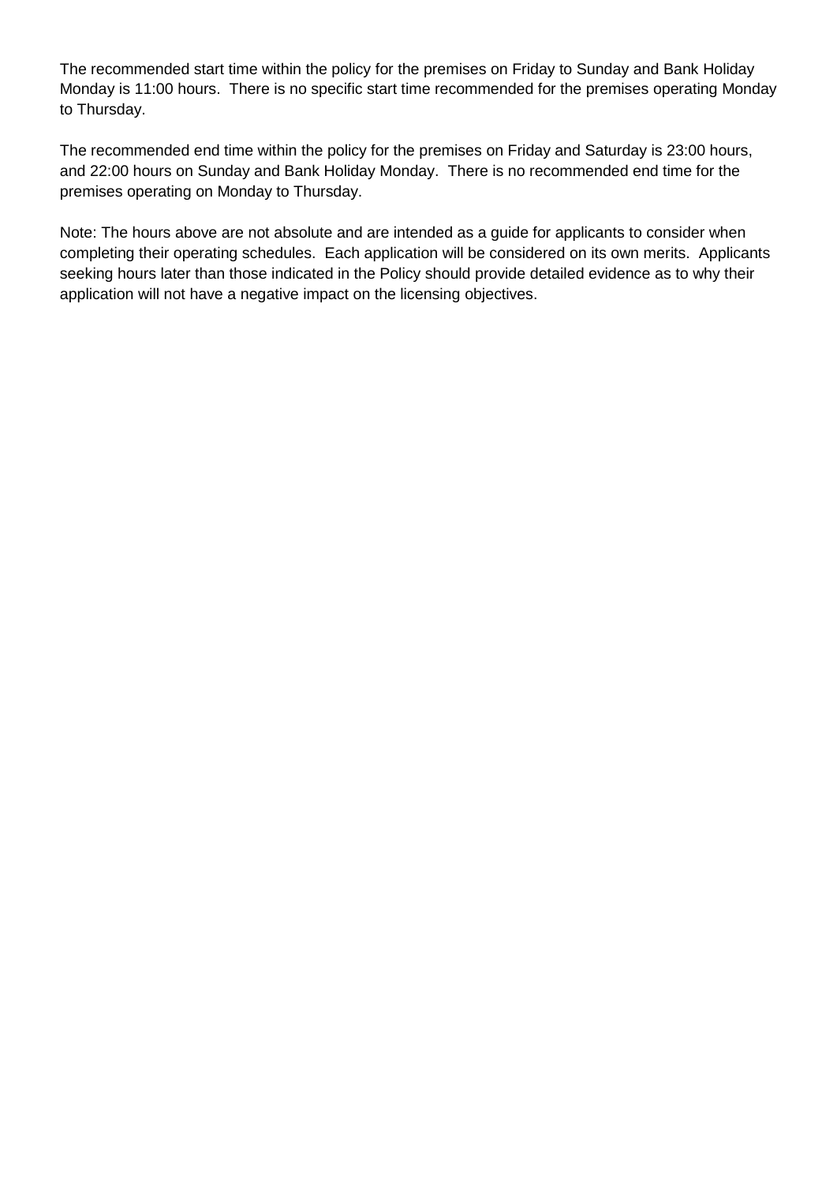The recommended start time within the policy for the premises on Friday to Sunday and Bank Holiday Monday is 11:00 hours. There is no specific start time recommended for the premises operating Monday to Thursday.

The recommended end time within the policy for the premises on Friday and Saturday is 23:00 hours, and 22:00 hours on Sunday and Bank Holiday Monday. There is no recommended end time for the premises operating on Monday to Thursday.

Note: The hours above are not absolute and are intended as a guide for applicants to consider when completing their operating schedules. Each application will be considered on its own merits. Applicants seeking hours later than those indicated in the Policy should provide detailed evidence as to why their application will not have a negative impact on the licensing objectives.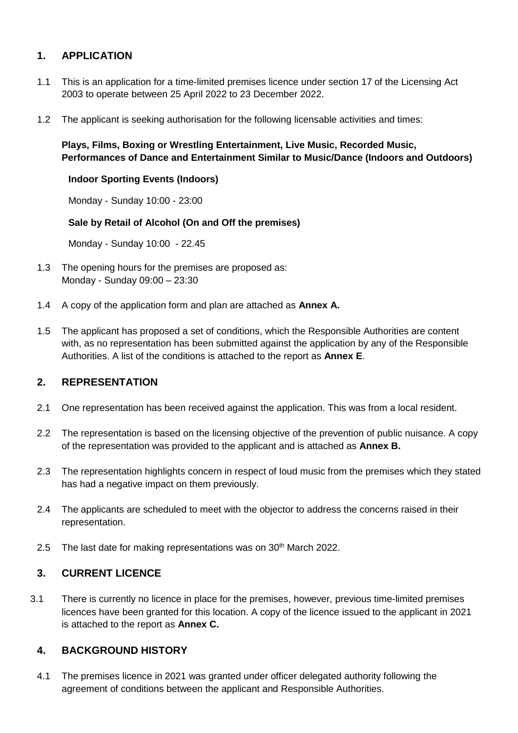## 1. APPLICATION

1.1 This is an application for a time-limited premises licence under section 17 of the Licensing Act 2003 to operate between 25 April 2022 to 23 December 2022.

1.2 The applicant is seeking authorisation for the following licensable activities and times:

**Plays, Films, Boxing or Wrestling Entertainment, Live Music, Recorded Music, Performances of Dance and Entertainment Similar to Music/Dance (Indoors and Outdoors)**

**Indoor Sporting Events (Indoors)**

Monday - Sunday 10:00 - 23:00

**Sale by Retail of Alcohol (On and Off the premises)**

Monday - Sunday 10:00 - 22.45

1.3 The opening hours for the premises are proposed as:
Monday - Sunday 09:00 – 23:30

1.4 A copy of the application form and plan are attached as **Annex A.**

1.5 The applicant has proposed a set of conditions, which the Responsible Authorities are content with, as no representation has been submitted against the application by any of the Responsible Authorities. A list of the conditions is attached to the report as **Annex E**.

## 2. REPRESENTATION

2.1 One representation has been received against the application. This was from a local resident.

2.2 The representation is based on the licensing objective of the prevention of public nuisance. A copy of the representation was provided to the applicant and is attached as **Annex B.**

2.3 The representation highlights concern in respect of loud music from the premises which they stated has had a negative impact on them previously.

2.4 The applicants are scheduled to meet with the objector to address the concerns raised in their representation.

2.5 The last date for making representations was on 30th March 2022.

## 3. CURRENT LICENCE

3.1 There is currently no licence in place for the premises, however, previous time-limited premises licences have been granted for this location. A copy of the licence issued to the applicant in 2021 is attached to the report as **Annex C.**

## 4. BACKGROUND HISTORY

4.1 The premises licence in 2021 was granted under officer delegated authority following the agreement of conditions between the applicant and Responsible Authorities.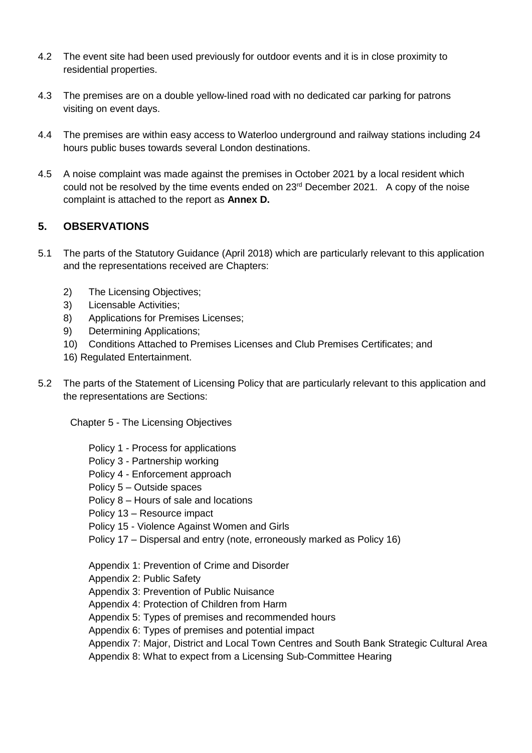4.2 The event site had been used previously for outdoor events and it is in close proximity to residential properties.

4.3 The premises are on a double yellow-lined road with no dedicated car parking for patrons visiting on event days.

4.4 The premises are within easy access to Waterloo underground and railway stations including 24 hours public buses towards several London destinations.

4.5 A noise complaint was made against the premises in October 2021 by a local resident which could not be resolved by the time events ended on 23rd December 2021. A copy of the noise complaint is attached to the report as **Annex D.**

## 5. OBSERVATIONS

5.1 The parts of the Statutory Guidance (April 2018) which are particularly relevant to this application and the representations received are Chapters:

2) The Licensing Objectives;
3) Licensable Activities;
8) Applications for Premises Licenses;
9) Determining Applications;
10) Conditions Attached to Premises Licenses and Club Premises Certificates; and
16) Regulated Entertainment.

5.2 The parts of the Statement of Licensing Policy that are particularly relevant to this application and the representations are Sections:

Chapter 5 - The Licensing Objectives

- Policy 1 - Process for applications
- Policy 3 - Partnership working
- Policy 4 - Enforcement approach
- Policy 5 – Outside spaces
- Policy 8 – Hours of sale and locations
- Policy 13 – Resource impact
- Policy 15 - Violence Against Women and Girls
- Policy 17 – Dispersal and entry (note, erroneously marked as Policy 16)

- Appendix 1: Prevention of Crime and Disorder
- Appendix 2: Public Safety
- Appendix 3: Prevention of Public Nuisance
- Appendix 4: Protection of Children from Harm
- Appendix 5: Types of premises and recommended hours
- Appendix 6: Types of premises and potential impact
- Appendix 7: Major, District and Local Town Centres and South Bank Strategic Cultural Area
- Appendix 8: What to expect from a Licensing Sub-Committee Hearing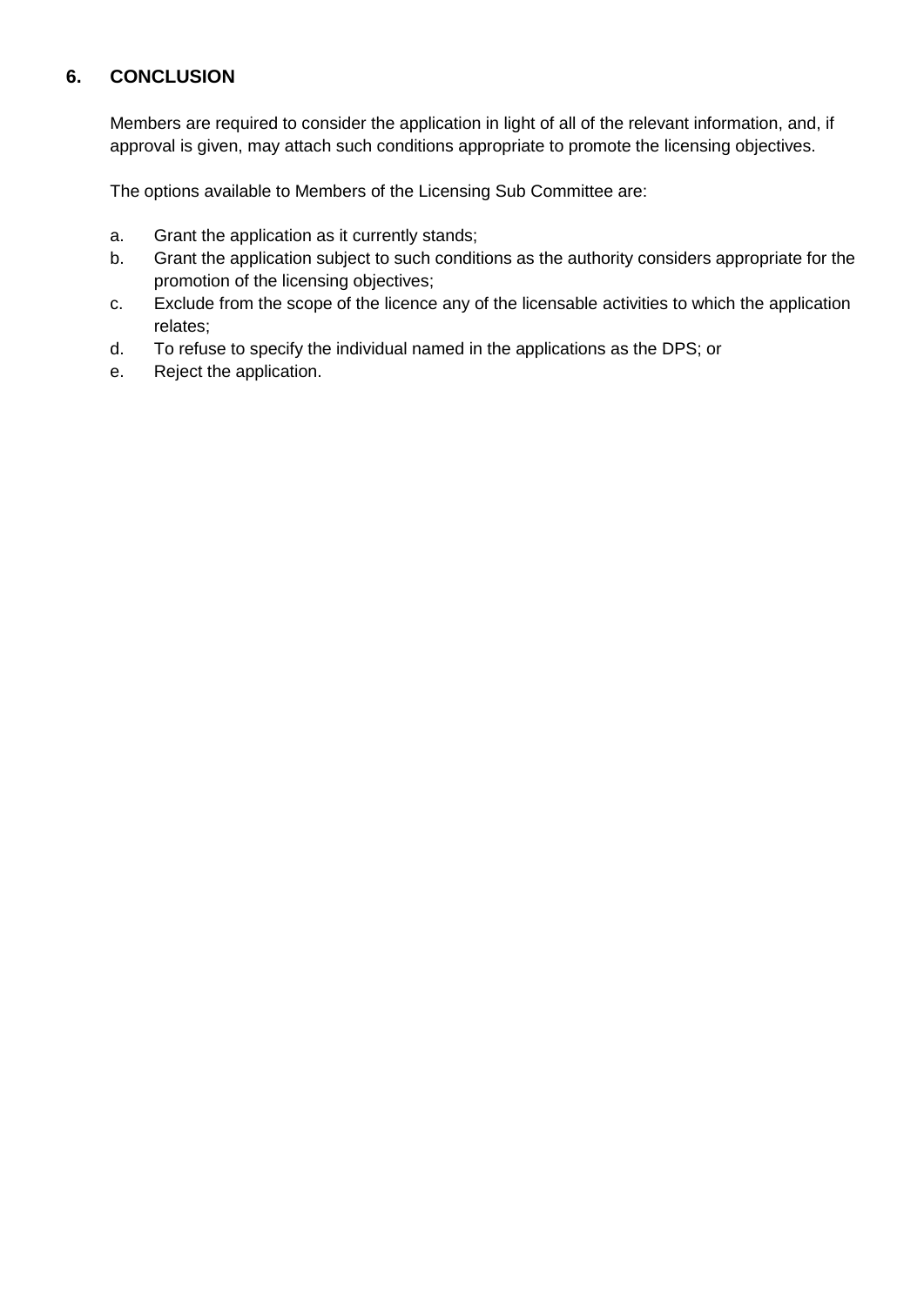## 6. CONCLUSION

Members are required to consider the application in light of all of the relevant information, and, if approval is given, may attach such conditions appropriate to promote the licensing objectives.

The options available to Members of the Licensing Sub Committee are:

a. Grant the application as it currently stands;
b. Grant the application subject to such conditions as the authority considers appropriate for the promotion of the licensing objectives;
c. Exclude from the scope of the licence any of the licensable activities to which the application relates;
d. To refuse to specify the individual named in the applications as the DPS; or
e. Reject the application.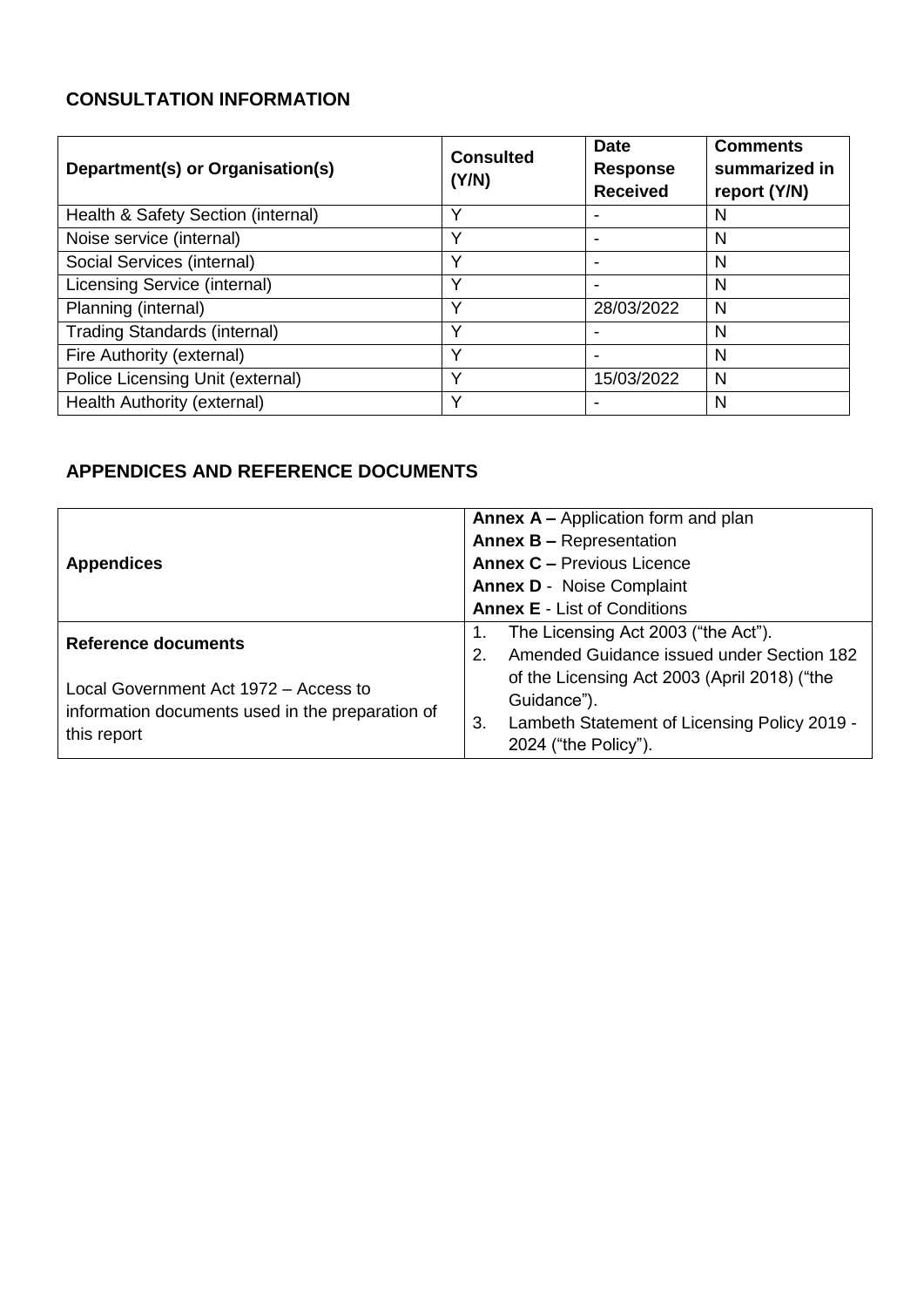## CONSULTATION INFORMATION

| Department(s) or Organisation(s) | Consulted (Y/N) | Date Response Received | Comments summarized in report (Y/N) |
|---|---|---|---|
| Health & Safety Section (internal) | Y | - | N |
| Noise service (internal) | Y | - | N |
| Social Services (internal) | Y | - | N |
| Licensing Service (internal) | Y | - | N |
| Planning (internal) | Y | 28/03/2022 | N |
| Trading Standards (internal) | Y | - | N |
| Fire Authority (external) | Y | - | N |
| Police Licensing Unit (external) | Y | 15/03/2022 | N |
| Health Authority (external) | Y | - | N |

## APPENDICES AND REFERENCE DOCUMENTS

| | |
|---|---|
| **Appendices** | **Annex A –** Application form and plan<br>**Annex B –** Representation<br>**Annex C –** Previous Licence<br>**Annex D** - Noise Complaint<br>**Annex E** - List of Conditions |
| **Reference documents**<br><br>Local Government Act 1972 – Access to information documents used in the preparation of this report | 1. The Licensing Act 2003 ("the Act").<br>2. Amended Guidance issued under Section 182 of the Licensing Act 2003 (April 2018) ("the Guidance").<br>3. Lambeth Statement of Licensing Policy 2019 - 2024 ("the Policy"). |